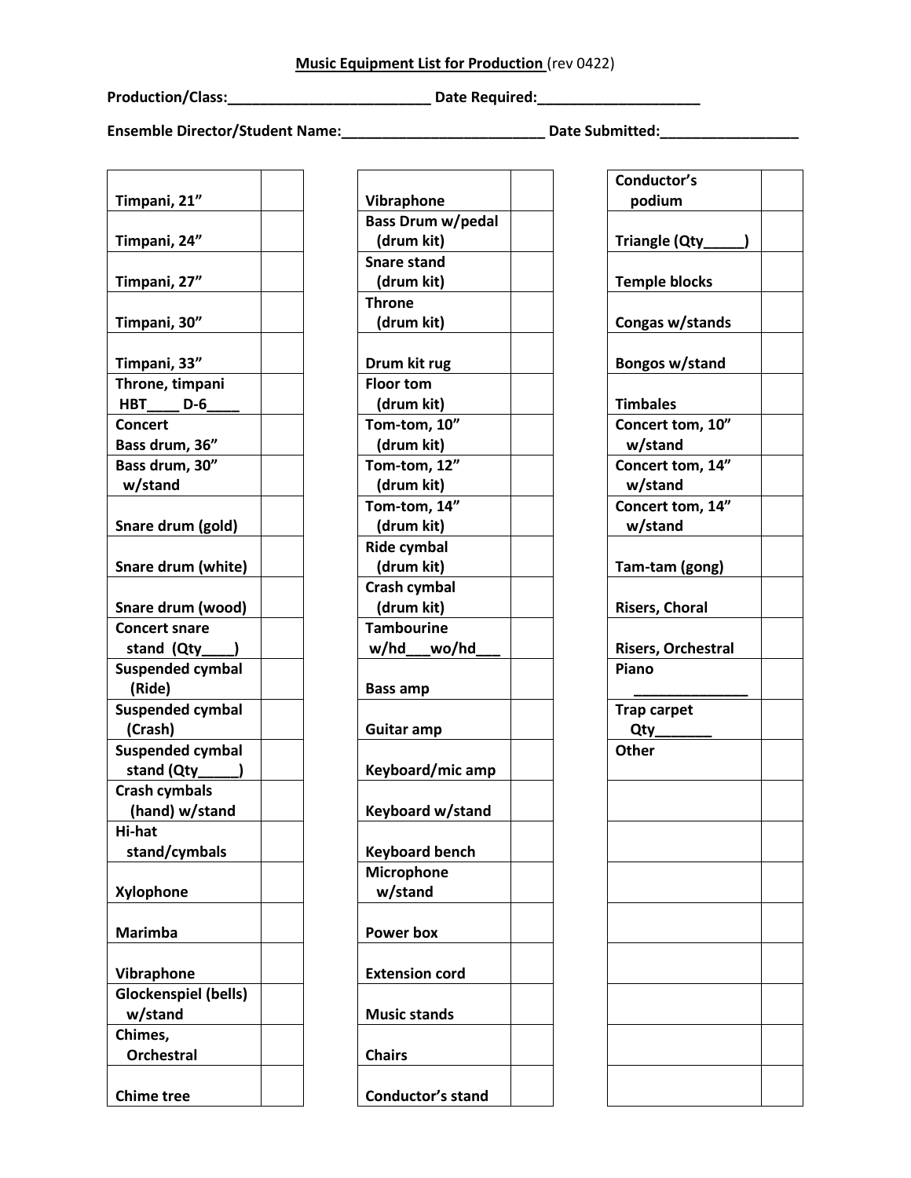**Music Equipment List for Production** (rev 0422)

**Production/Class:__________________________ Date Required:____________________**

**Ensemble Director/Student Name:__________________________ Date Submitted:_________________**

| Item | |
|---|---|
| **Timpani, 21”** | |
| **Timpani, 24”** | |
| **Timpani, 27”** | |
| **Timpani, 30”** | |
| **Timpani, 33”** | |
| **Throne, timpani HBT____ D-6____** | |
| **Concert Bass drum, 36”** | |
| **Bass drum, 30” w/stand** | |
| **Snare drum (gold)** | |
| **Snare drum (white)** | |
| **Snare drum (wood)** | |
| **Concert snare stand (Qty____)** | |
| **Suspended cymbal (Ride)** | |
| **Suspended cymbal (Crash)** | |
| **Suspended cymbal stand (Qty_____)** | |
| **Crash cymbals (hand) w/stand** | |
| **Hi-hat stand/cymbals** | |
| **Xylophone** | |
| **Marimba** | |
| **Vibraphone** | |
| **Glockenspiel (bells) w/stand** | |
| **Chimes, Orchestral** | |
| **Chime tree** | |

| Item | |
|---|---|
| **Vibraphone** | |
| **Bass Drum w/pedal (drum kit)** | |
| **Snare stand (drum kit)** | |
| **Throne (drum kit)** | |
| **Drum kit rug** | |
| **Floor tom (drum kit)** | |
| **Tom-tom, 10” (drum kit)** | |
| **Tom-tom, 12” (drum kit)** | |
| **Tom-tom, 14” (drum kit)** | |
| **Ride cymbal (drum kit)** | |
| **Crash cymbal (drum kit)** | |
| **Tambourine w/hd___wo/hd___** | |
| **Bass amp** | |
| **Guitar amp** | |
| **Keyboard/mic amp** | |
| **Keyboard w/stand** | |
| **Keyboard bench** | |
| **Microphone w/stand** | |
| **Power box** | |
| **Extension cord** | |
| **Music stands** | |
| **Chairs** | |
| **Conductor’s stand** | |

| Item | |
|---|---|
| **Conductor’s podium** | |
| **Triangle (Qty_____)** | |
| **Temple blocks** | |
| **Congas w/stands** | |
| **Bongos w/stand** | |
| **Timbales** | |
| **Concert tom, 10” w/stand** | |
| **Concert tom, 14” w/stand** | |
| **Concert tom, 14” w/stand** | |
| **Tam-tam (gong)** | |
| **Risers, Choral** | |
| **Risers, Orchestral** | |
| **Piano _______________** | |
| **Trap carpet Qty_______** | |
| **Other** | |
| | |
| | |
| | |
| | |
| | |
| | |
| | |
| | |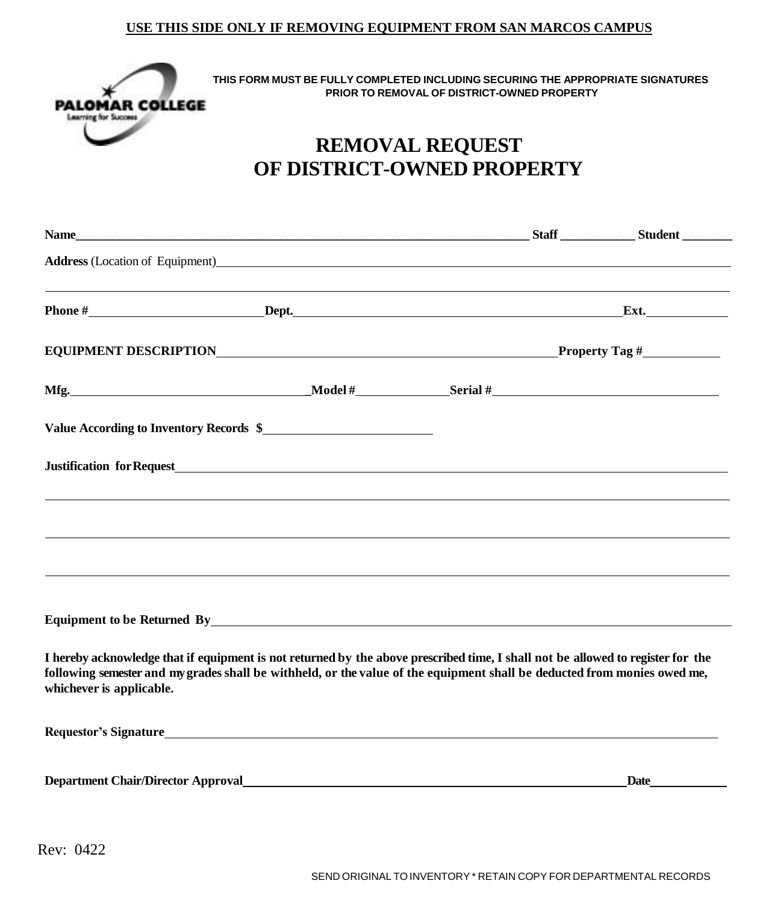**USE THIS SIDE ONLY IF REMOVING EQUIPMENT FROM SAN MARCOS CAMPUS**

PALOMAR COLLEGE
Learning for Success

**THIS FORM MUST BE FULLY COMPLETED INCLUDING SECURING THE APPROPRIATE SIGNATURES PRIOR TO REMOVAL OF DISTRICT-OWNED PROPERTY**

# REMOVAL REQUEST OF DISTRICT-OWNED PROPERTY

**Name**\_\_\_\_\_\_\_\_\_\_\_\_\_\_\_\_\_\_\_\_\_\_\_\_\_\_\_\_\_\_\_\_\_\_\_\_\_\_\_\_ **Staff** \_\_\_\_\_\_\_\_\_\_ **Student** \_\_\_\_\_\_\_

**Address** (Location of Equipment)\_\_\_\_\_\_\_\_\_\_\_\_\_\_\_\_\_\_\_\_\_\_\_\_\_\_\_\_\_\_\_\_\_\_\_\_\_\_\_\_

\_\_\_\_\_\_\_\_\_\_\_\_\_\_\_\_\_\_\_\_\_\_\_\_\_\_\_\_\_\_\_\_\_\_\_\_\_\_\_\_\_\_\_\_\_\_\_\_\_\_\_\_\_\_\_\_\_\_\_\_

**Phone #**\_\_\_\_\_\_\_\_\_\_\_\_\_\_\_\_\_\_\_\_ **Dept.**\_\_\_\_\_\_\_\_\_\_\_\_\_\_\_\_\_\_\_\_\_\_\_\_\_\_\_\_ **Ext.**\_\_\_\_\_\_\_\_\_\_

**EQUIPMENT DESCRIPTION**\_\_\_\_\_\_\_\_\_\_\_\_\_\_\_\_\_\_\_\_\_\_\_\_\_\_\_\_\_\_\_\_ **Property Tag #**\_\_\_\_\_\_\_\_\_\_

**Mfg.**\_\_\_\_\_\_\_\_\_\_\_\_\_\_\_\_\_\_\_\_\_\_\_\_\_ **Model #**\_\_\_\_\_\_\_\_\_\_\_\_ **Serial #**\_\_\_\_\_\_\_\_\_\_\_\_\_\_\_\_\_\_\_\_\_\_\_\_

**Value According to Inventory Records $**\_\_\_\_\_\_\_\_\_\_\_\_\_\_\_\_\_\_\_\_

**Justification for Request**\_\_\_\_\_\_\_\_\_\_\_\_\_\_\_\_\_\_\_\_\_\_\_\_\_\_\_\_\_\_\_\_\_\_\_\_\_\_\_\_\_\_\_\_\_\_\_\_

\_\_\_\_\_\_\_\_\_\_\_\_\_\_\_\_\_\_\_\_\_\_\_\_\_\_\_\_\_\_\_\_\_\_\_\_\_\_\_\_\_\_\_\_\_\_\_\_\_\_\_\_\_\_\_\_\_\_\_\_

\_\_\_\_\_\_\_\_\_\_\_\_\_\_\_\_\_\_\_\_\_\_\_\_\_\_\_\_\_\_\_\_\_\_\_\_\_\_\_\_\_\_\_\_\_\_\_\_\_\_\_\_\_\_\_\_\_\_\_\_

\_\_\_\_\_\_\_\_\_\_\_\_\_\_\_\_\_\_\_\_\_\_\_\_\_\_\_\_\_\_\_\_\_\_\_\_\_\_\_\_\_\_\_\_\_\_\_\_\_\_\_\_\_\_\_\_\_\_\_\_

**Equipment to be Returned By**\_\_\_\_\_\_\_\_\_\_\_\_\_\_\_\_\_\_\_\_\_\_\_\_\_\_\_\_\_\_\_\_\_\_\_\_\_\_\_\_\_\_\_\_\_

**I hereby acknowledge that if equipment is not returned by the above prescribed time, I shall not be allowed to register for the following semester and my grades shall be withheld, or the value of the equipment shall be deducted from monies owed me, whichever is applicable.**

**Requestor's Signature**\_\_\_\_\_\_\_\_\_\_\_\_\_\_\_\_\_\_\_\_\_\_\_\_\_\_\_\_\_\_\_\_\_\_\_\_\_\_\_\_\_\_\_\_\_\_\_\_

**Department Chair/Director Approval**\_\_\_\_\_\_\_\_\_\_\_\_\_\_\_\_\_\_\_\_\_\_\_\_\_\_\_\_\_\_\_\_\_\_ **Date**\_\_\_\_\_\_\_\_\_\_

Rev: 0422

SEND ORIGINAL TO INVENTORY * RETAIN COPY FOR DEPARTMENTAL RECORDS